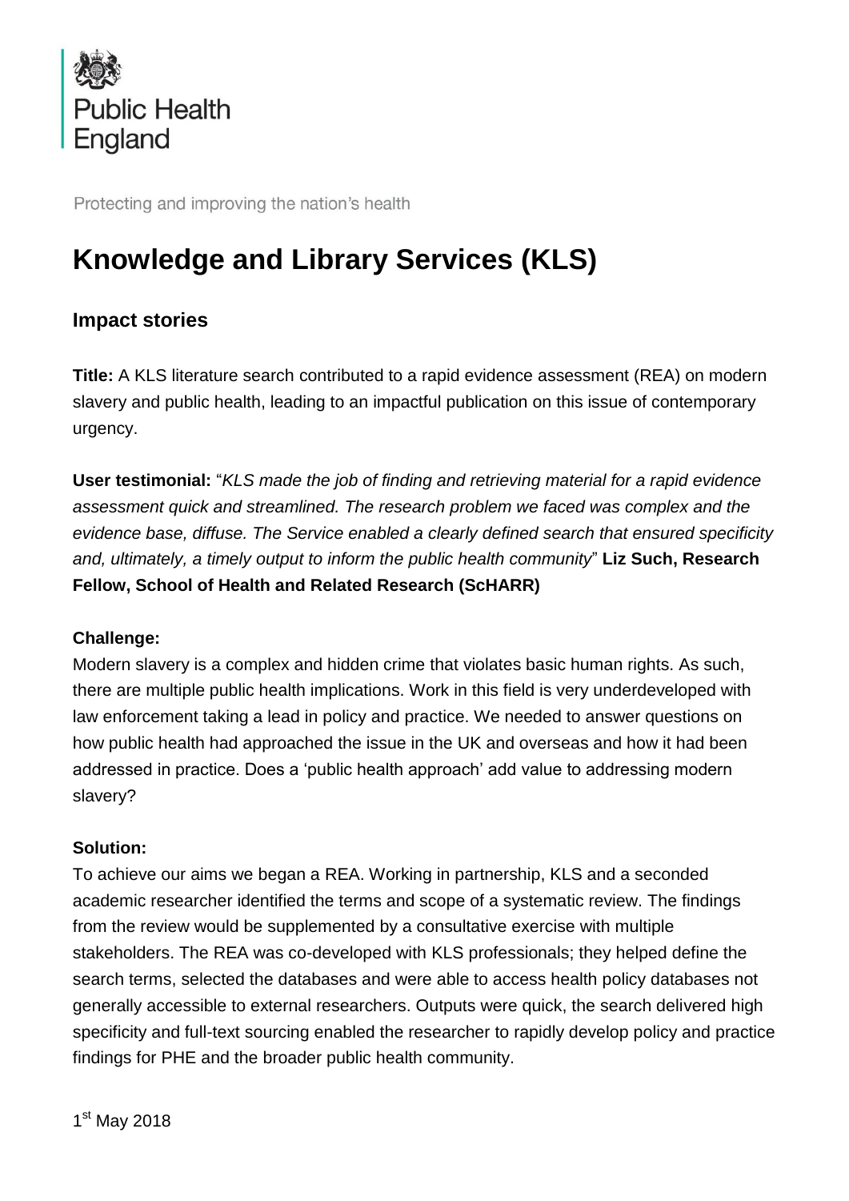Public Health England

Protecting and improving the nation's health

# Knowledge and Library Services (KLS)

## Impact stories

**Title:** A KLS literature search contributed to a rapid evidence assessment (REA) on modern slavery and public health, leading to an impactful publication on this issue of contemporary urgency.

**User testimonial:** "*KLS made the job of finding and retrieving material for a rapid evidence assessment quick and streamlined. The research problem we faced was complex and the evidence base, diffuse. The Service enabled a clearly defined search that ensured specificity and, ultimately, a timely output to inform the public health community*" **Liz Such, Research Fellow, School of Health and Related Research (ScHARR)**

**Challenge:**

Modern slavery is a complex and hidden crime that violates basic human rights. As such, there are multiple public health implications. Work in this field is very underdeveloped with law enforcement taking a lead in policy and practice. We needed to answer questions on how public health had approached the issue in the UK and overseas and how it had been addressed in practice. Does a 'public health approach' add value to addressing modern slavery?

**Solution:**

To achieve our aims we began a REA. Working in partnership, KLS and a seconded academic researcher identified the terms and scope of a systematic review. The findings from the review would be supplemented by a consultative exercise with multiple stakeholders. The REA was co-developed with KLS professionals; they helped define the search terms, selected the databases and were able to access health policy databases not generally accessible to external researchers. Outputs were quick, the search delivered high specificity and full-text sourcing enabled the researcher to rapidly develop policy and practice findings for PHE and the broader public health community.

1st May 2018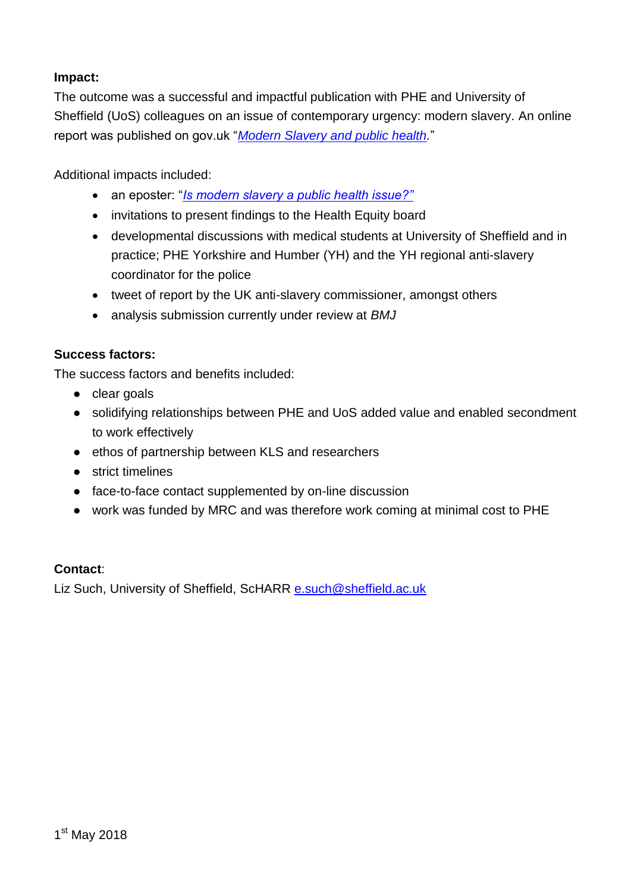**Impact:**

The outcome was a successful and impactful publication with PHE and University of Sheffield (UoS) colleagues on an issue of contemporary urgency: modern slavery. An online report was published on gov.uk "*Modern Slavery and public health.*"

Additional impacts included:

- an eposter: "*Is modern slavery a public health issue?"*
- invitations to present findings to the Health Equity board
- developmental discussions with medical students at University of Sheffield and in practice; PHE Yorkshire and Humber (YH) and the YH regional anti-slavery coordinator for the police
- tweet of report by the UK anti-slavery commissioner, amongst others
- analysis submission currently under review at *BMJ*

**Success factors:**

The success factors and benefits included:

- clear goals
- solidifying relationships between PHE and UoS added value and enabled secondment to work effectively
- ethos of partnership between KLS and researchers
- strict timelines
- face-to-face contact supplemented by on-line discussion
- work was funded by MRC and was therefore work coming at minimal cost to PHE

**Contact**:

Liz Such, University of Sheffield, ScHARR e.such@sheffield.ac.uk

1st May 2018